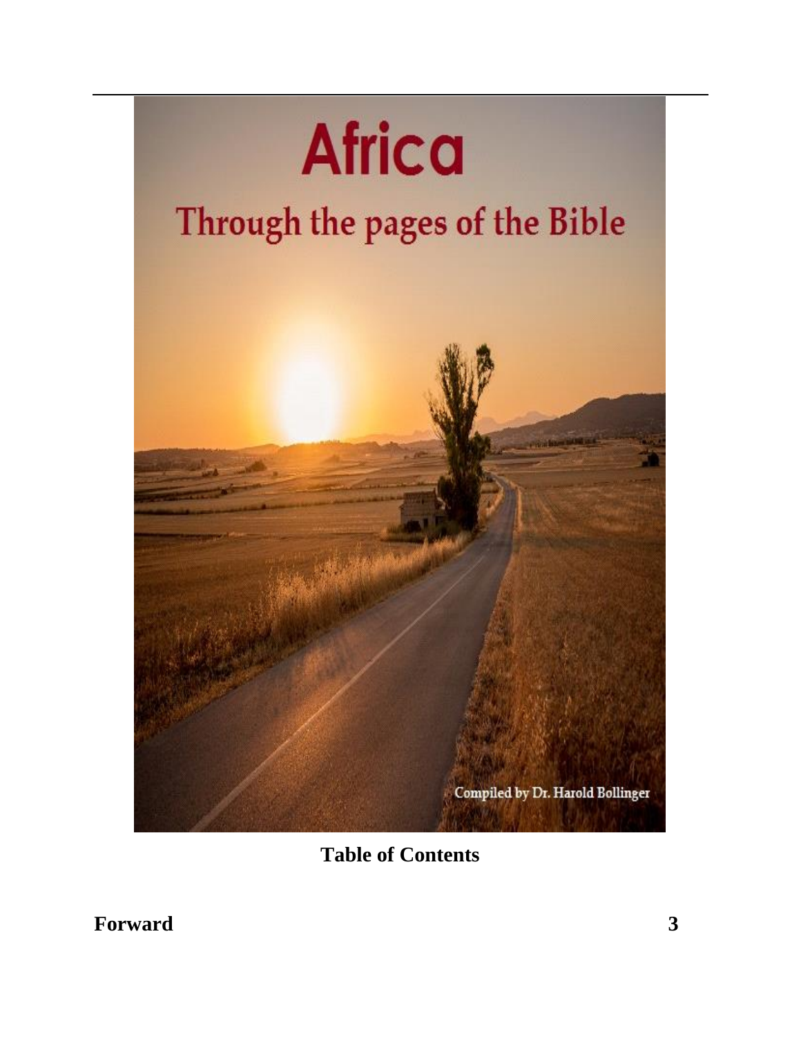# Africa

## Through the pages of the Bible

Compiled by Dr. Harold Bollinger

**Table of Contents**

**Forward** **3**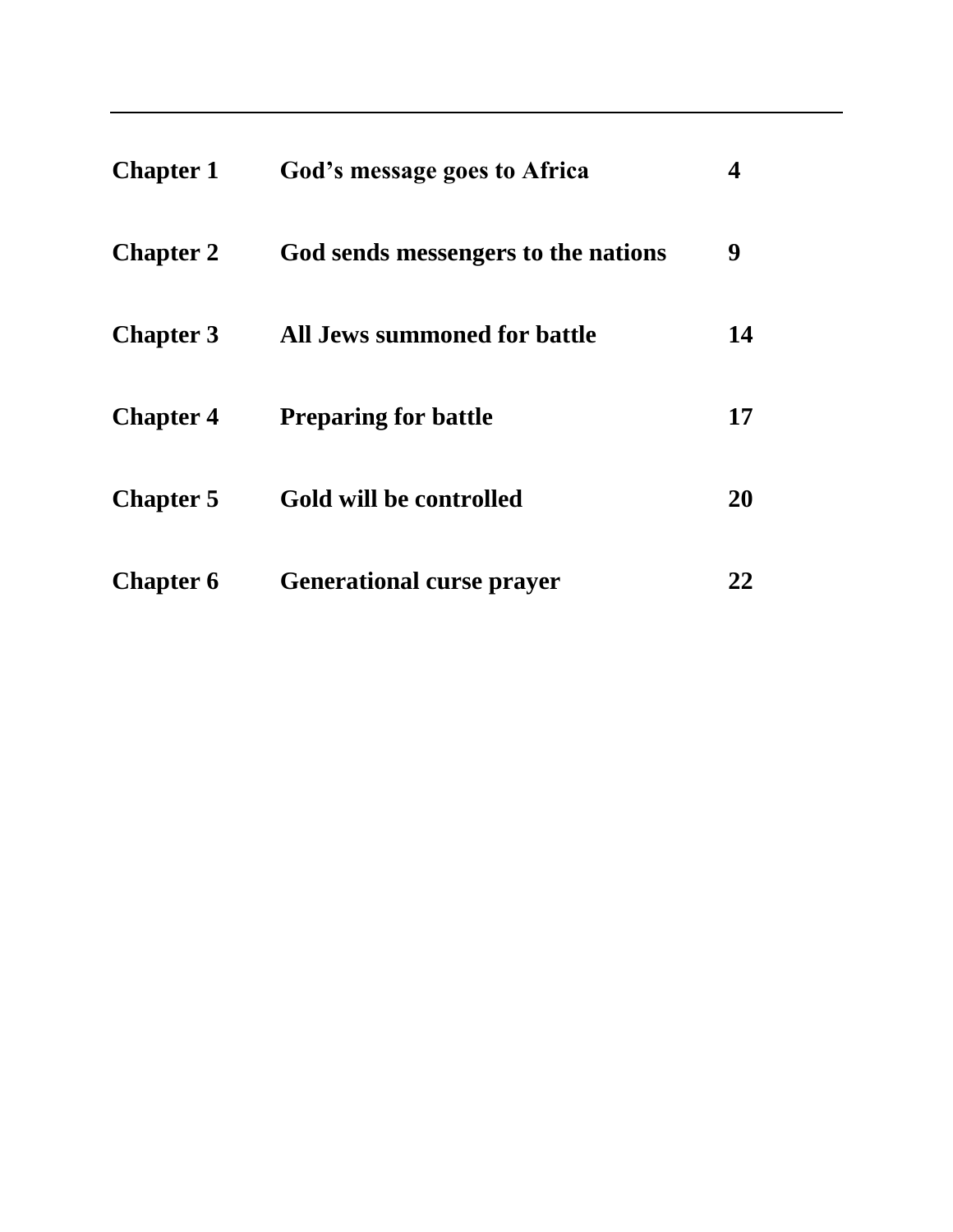| | | |
|---|---|---|
| **Chapter 1** | **God's message goes to Africa** | **4** |
| **Chapter 2** | **God sends messengers to the nations** | **9** |
| **Chapter 3** | **All Jews summoned for battle** | **14** |
| **Chapter 4** | **Preparing for battle** | **17** |
| **Chapter 5** | **Gold will be controlled** | **20** |
| **Chapter 6** | **Generational curse prayer** | **22** |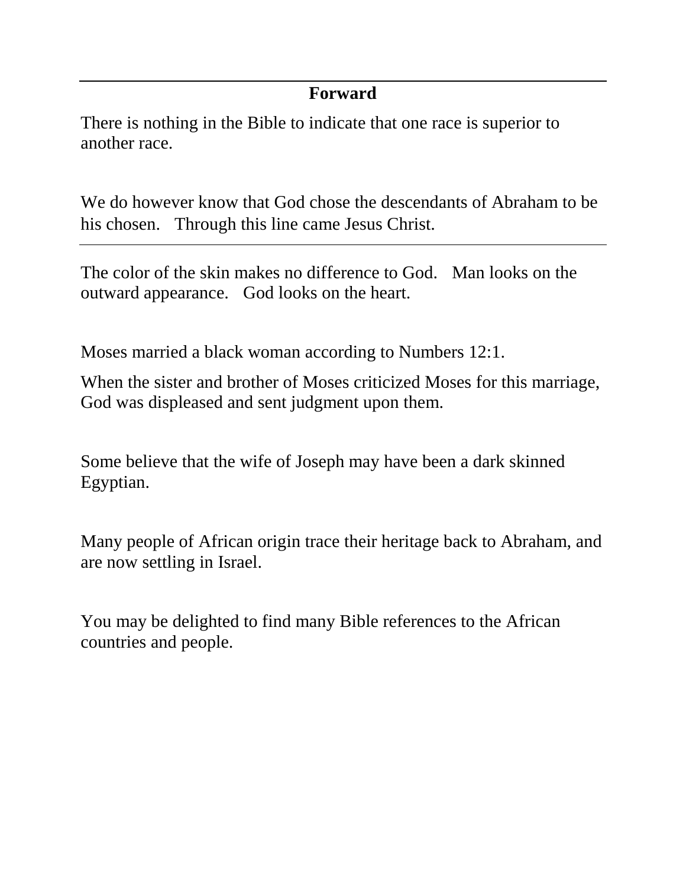## Forward

There is nothing in the Bible to indicate that one race is superior to another race.

We do however know that God chose the descendants of Abraham to be his chosen. Through this line came Jesus Christ.

---

The color of the skin makes no difference to God. Man looks on the outward appearance. God looks on the heart.

Moses married a black woman according to Numbers 12:1.

When the sister and brother of Moses criticized Moses for this marriage, God was displeased and sent judgment upon them.

Some believe that the wife of Joseph may have been a dark skinned Egyptian.

Many people of African origin trace their heritage back to Abraham, and are now settling in Israel.

You may be delighted to find many Bible references to the African countries and people.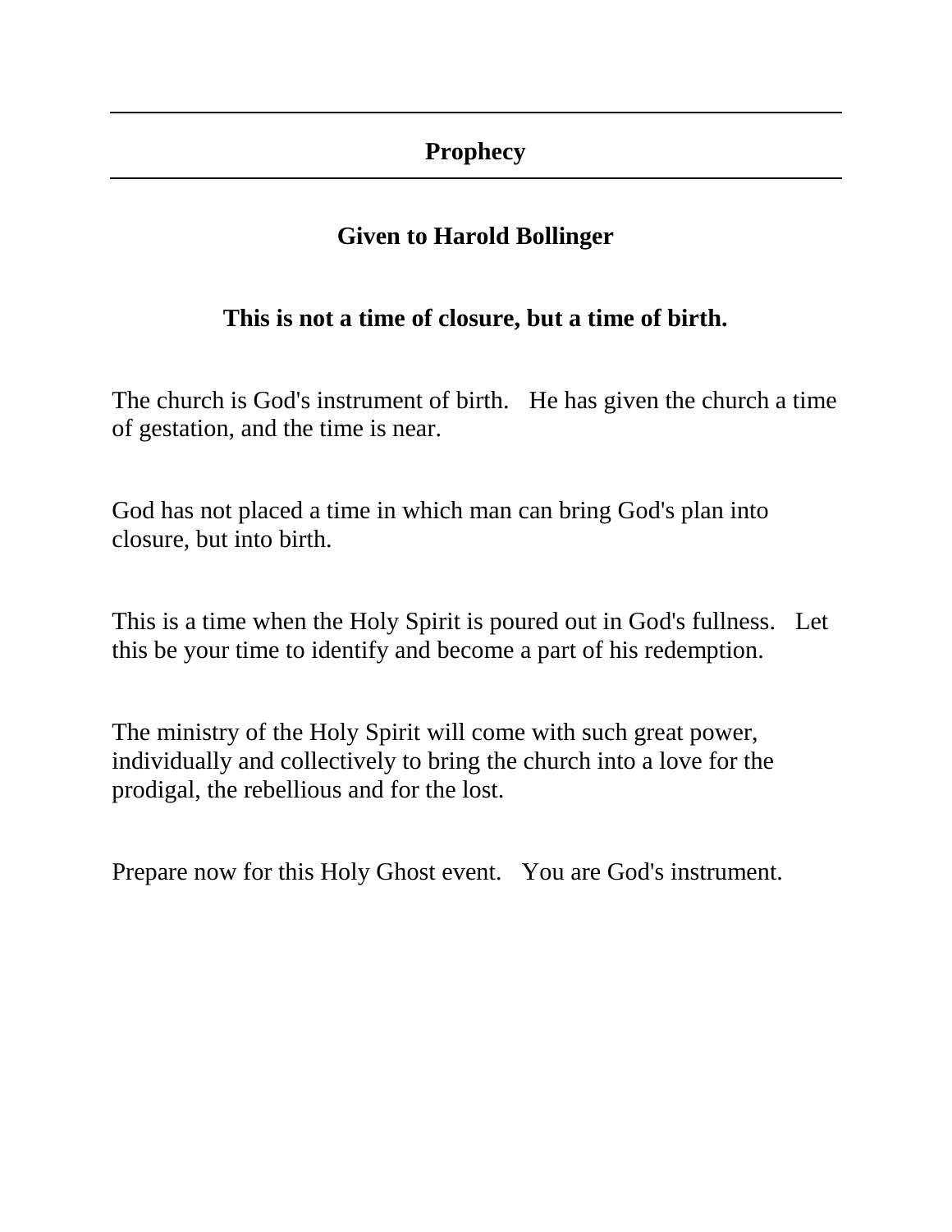# Prophecy

## Given to Harold Bollinger

### This is not a time of closure, but a time of birth.

The church is God's instrument of birth. He has given the church a time of gestation, and the time is near.

God has not placed a time in which man can bring God's plan into closure, but into birth.

This is a time when the Holy Spirit is poured out in God's fullness. Let this be your time to identify and become a part of his redemption.

The ministry of the Holy Spirit will come with such great power, individually and collectively to bring the church into a love for the prodigal, the rebellious and for the lost.

Prepare now for this Holy Ghost event. You are God's instrument.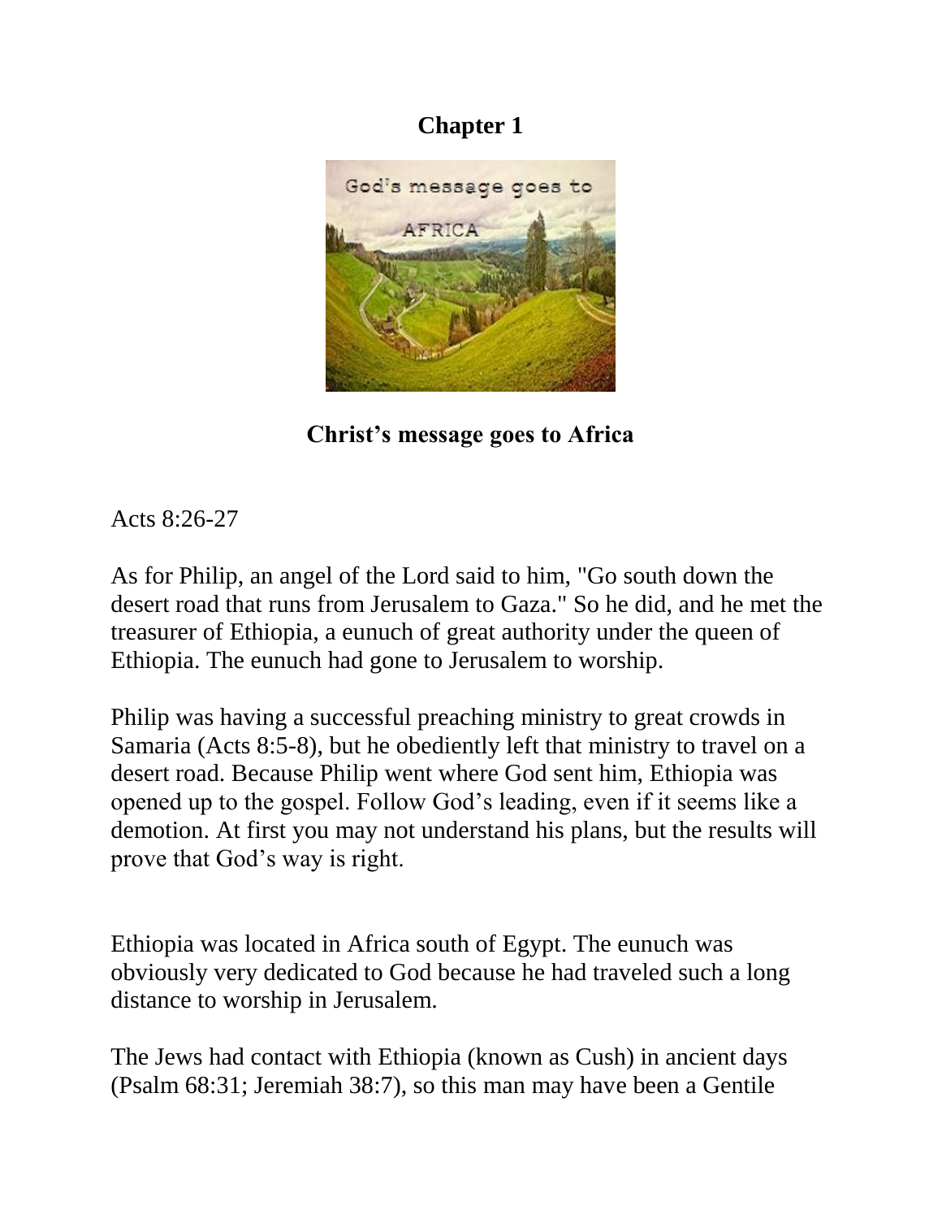# Chapter 1

**Christ's message goes to Africa**

Acts 8:26-27

As for Philip, an angel of the Lord said to him, "Go south down the desert road that runs from Jerusalem to Gaza." So he did, and he met the treasurer of Ethiopia, a eunuch of great authority under the queen of Ethiopia. The eunuch had gone to Jerusalem to worship.

Philip was having a successful preaching ministry to great crowds in Samaria (Acts 8:5-8), but he obediently left that ministry to travel on a desert road. Because Philip went where God sent him, Ethiopia was opened up to the gospel. Follow God's leading, even if it seems like a demotion. At first you may not understand his plans, but the results will prove that God's way is right.

Ethiopia was located in Africa south of Egypt. The eunuch was obviously very dedicated to God because he had traveled such a long distance to worship in Jerusalem.

The Jews had contact with Ethiopia (known as Cush) in ancient days (Psalm 68:31; Jeremiah 38:7), so this man may have been a Gentile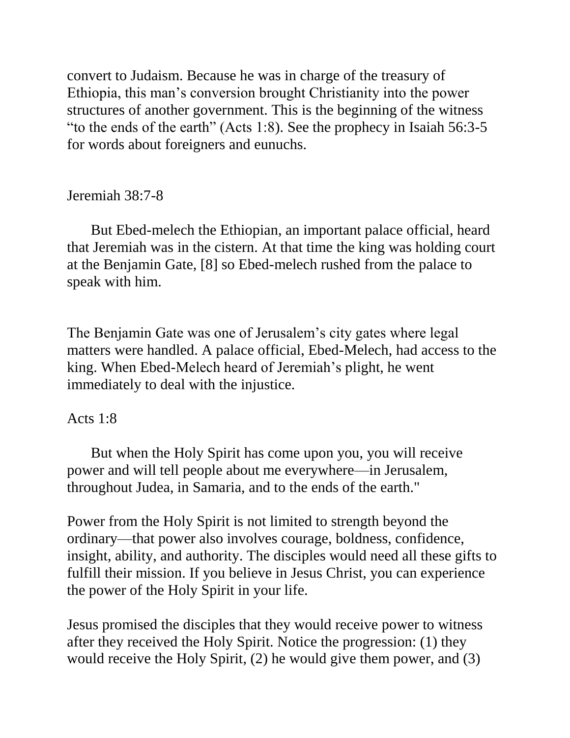convert to Judaism. Because he was in charge of the treasury of Ethiopia, this man's conversion brought Christianity into the power structures of another government. This is the beginning of the witness "to the ends of the earth" (Acts 1:8). See the prophecy in Isaiah 56:3-5 for words about foreigners and eunuchs.

Jeremiah 38:7-8

But Ebed-melech the Ethiopian, an important palace official, heard that Jeremiah was in the cistern. At that time the king was holding court at the Benjamin Gate, [8] so Ebed-melech rushed from the palace to speak with him.

The Benjamin Gate was one of Jerusalem's city gates where legal matters were handled. A palace official, Ebed-Melech, had access to the king. When Ebed-Melech heard of Jeremiah's plight, he went immediately to deal with the injustice.

Acts 1:8

But when the Holy Spirit has come upon you, you will receive power and will tell people about me everywhere—in Jerusalem, throughout Judea, in Samaria, and to the ends of the earth."

Power from the Holy Spirit is not limited to strength beyond the ordinary—that power also involves courage, boldness, confidence, insight, ability, and authority. The disciples would need all these gifts to fulfill their mission. If you believe in Jesus Christ, you can experience the power of the Holy Spirit in your life.

Jesus promised the disciples that they would receive power to witness after they received the Holy Spirit. Notice the progression: (1) they would receive the Holy Spirit, (2) he would give them power, and (3)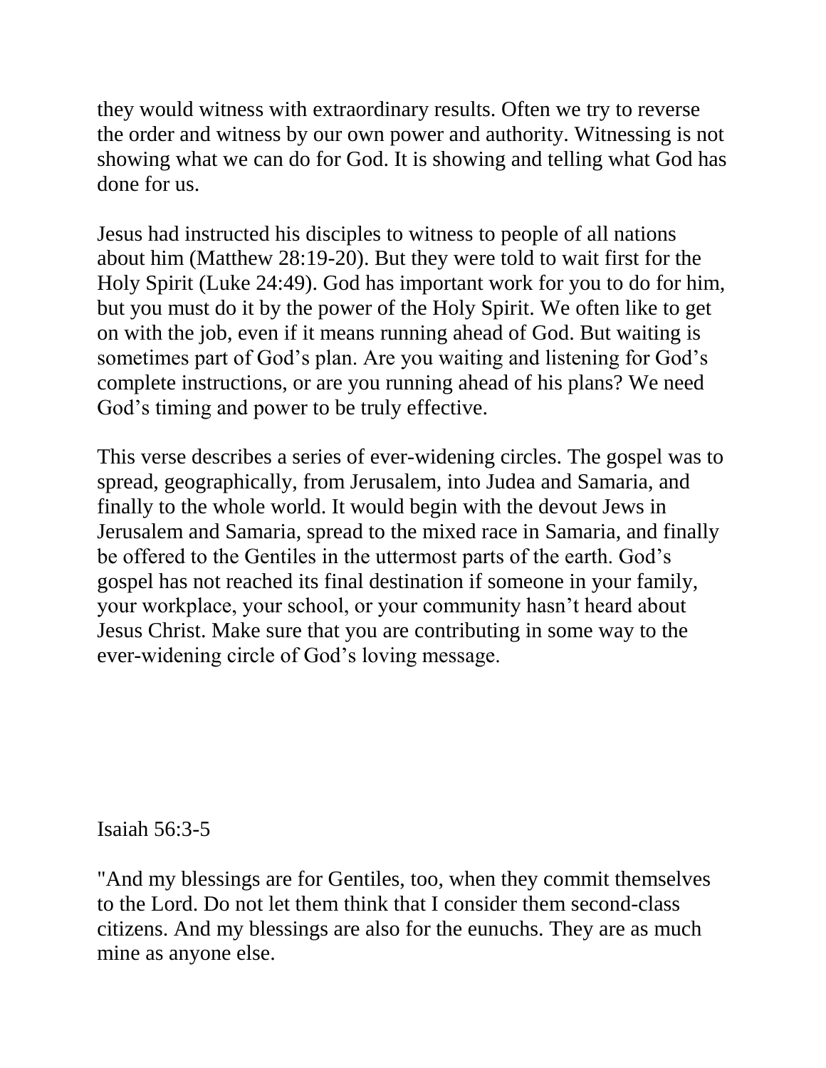they would witness with extraordinary results. Often we try to reverse the order and witness by our own power and authority. Witnessing is not showing what we can do for God. It is showing and telling what God has done for us.

Jesus had instructed his disciples to witness to people of all nations about him (Matthew 28:19-20). But they were told to wait first for the Holy Spirit (Luke 24:49). God has important work for you to do for him, but you must do it by the power of the Holy Spirit. We often like to get on with the job, even if it means running ahead of God. But waiting is sometimes part of God's plan. Are you waiting and listening for God's complete instructions, or are you running ahead of his plans? We need God's timing and power to be truly effective.

This verse describes a series of ever-widening circles. The gospel was to spread, geographically, from Jerusalem, into Judea and Samaria, and finally to the whole world. It would begin with the devout Jews in Jerusalem and Samaria, spread to the mixed race in Samaria, and finally be offered to the Gentiles in the uttermost parts of the earth. God's gospel has not reached its final destination if someone in your family, your workplace, your school, or your community hasn't heard about Jesus Christ. Make sure that you are contributing in some way to the ever-widening circle of God's loving message.

Isaiah 56:3-5

"And my blessings are for Gentiles, too, when they commit themselves to the Lord. Do not let them think that I consider them second-class citizens. And my blessings are also for the eunuchs. They are as much mine as anyone else.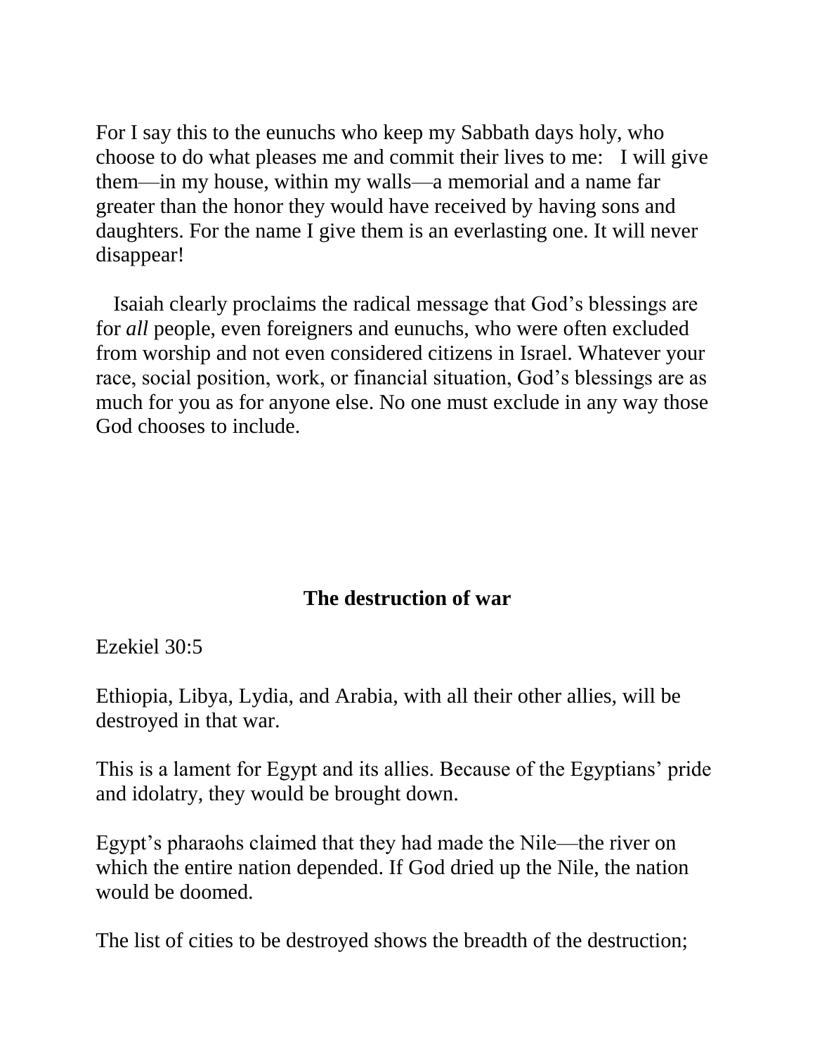For I say this to the eunuchs who keep my Sabbath days holy, who choose to do what pleases me and commit their lives to me: I will give them—in my house, within my walls—a memorial and a name far greater than the honor they would have received by having sons and daughters. For the name I give them is an everlasting one. It will never disappear!

Isaiah clearly proclaims the radical message that God's blessings are for *all* people, even foreigners and eunuchs, who were often excluded from worship and not even considered citizens in Israel. Whatever your race, social position, work, or financial situation, God's blessings are as much for you as for anyone else. No one must exclude in any way those God chooses to include.

## The destruction of war

Ezekiel 30:5

Ethiopia, Libya, Lydia, and Arabia, with all their other allies, will be destroyed in that war.

This is a lament for Egypt and its allies. Because of the Egyptians' pride and idolatry, they would be brought down.

Egypt's pharaohs claimed that they had made the Nile—the river on which the entire nation depended. If God dried up the Nile, the nation would be doomed.

The list of cities to be destroyed shows the breadth of the destruction;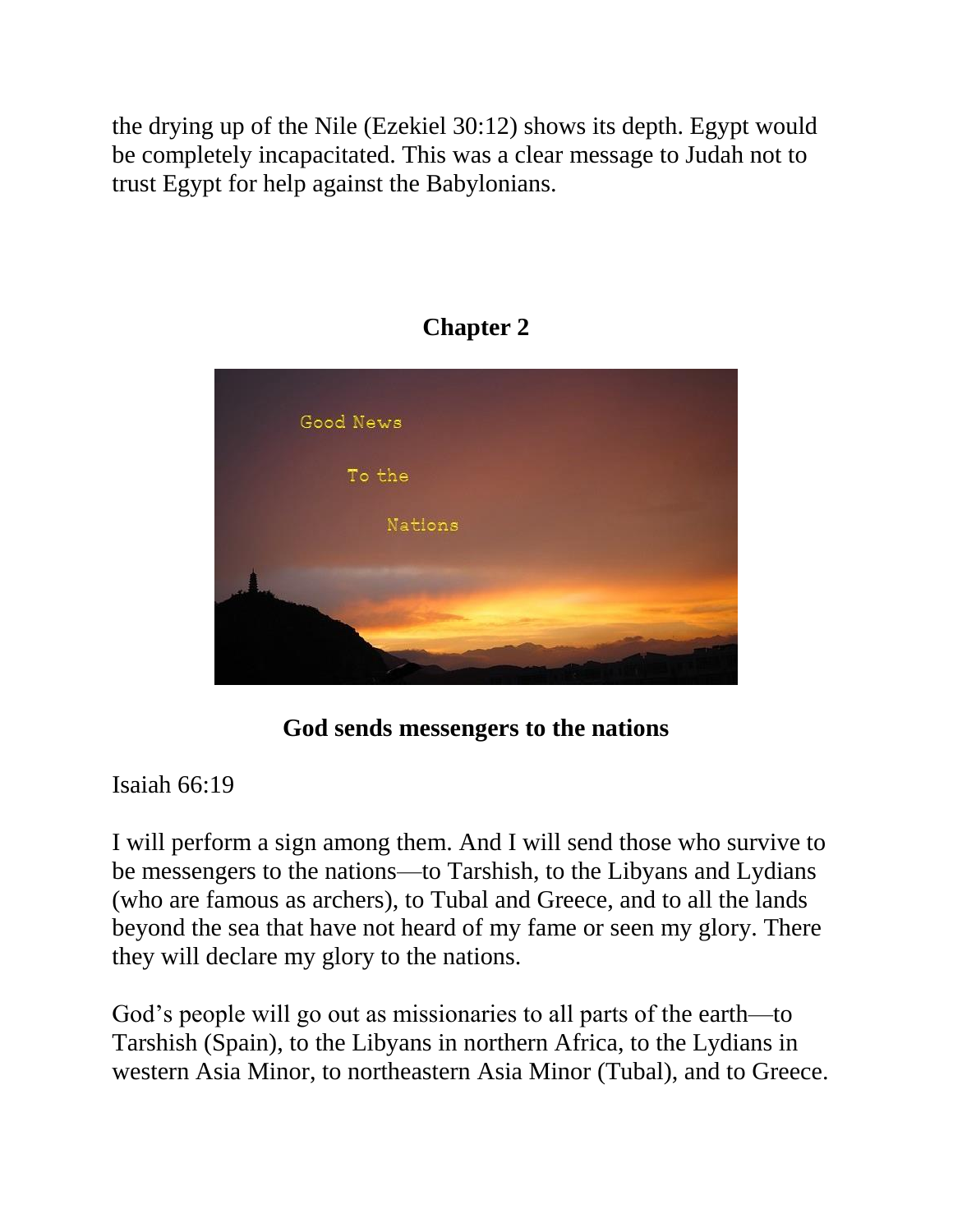the drying up of the Nile (Ezekiel 30:12) shows its depth. Egypt would be completely incapacitated. This was a clear message to Judah not to trust Egypt for help against the Babylonians.

## Chapter 2

**God sends messengers to the nations**

Isaiah 66:19

I will perform a sign among them. And I will send those who survive to be messengers to the nations—to Tarshish, to the Libyans and Lydians (who are famous as archers), to Tubal and Greece, and to all the lands beyond the sea that have not heard of my fame or seen my glory. There they will declare my glory to the nations.

God's people will go out as missionaries to all parts of the earth—to Tarshish (Spain), to the Libyans in northern Africa, to the Lydians in western Asia Minor, to northeastern Asia Minor (Tubal), and to Greece.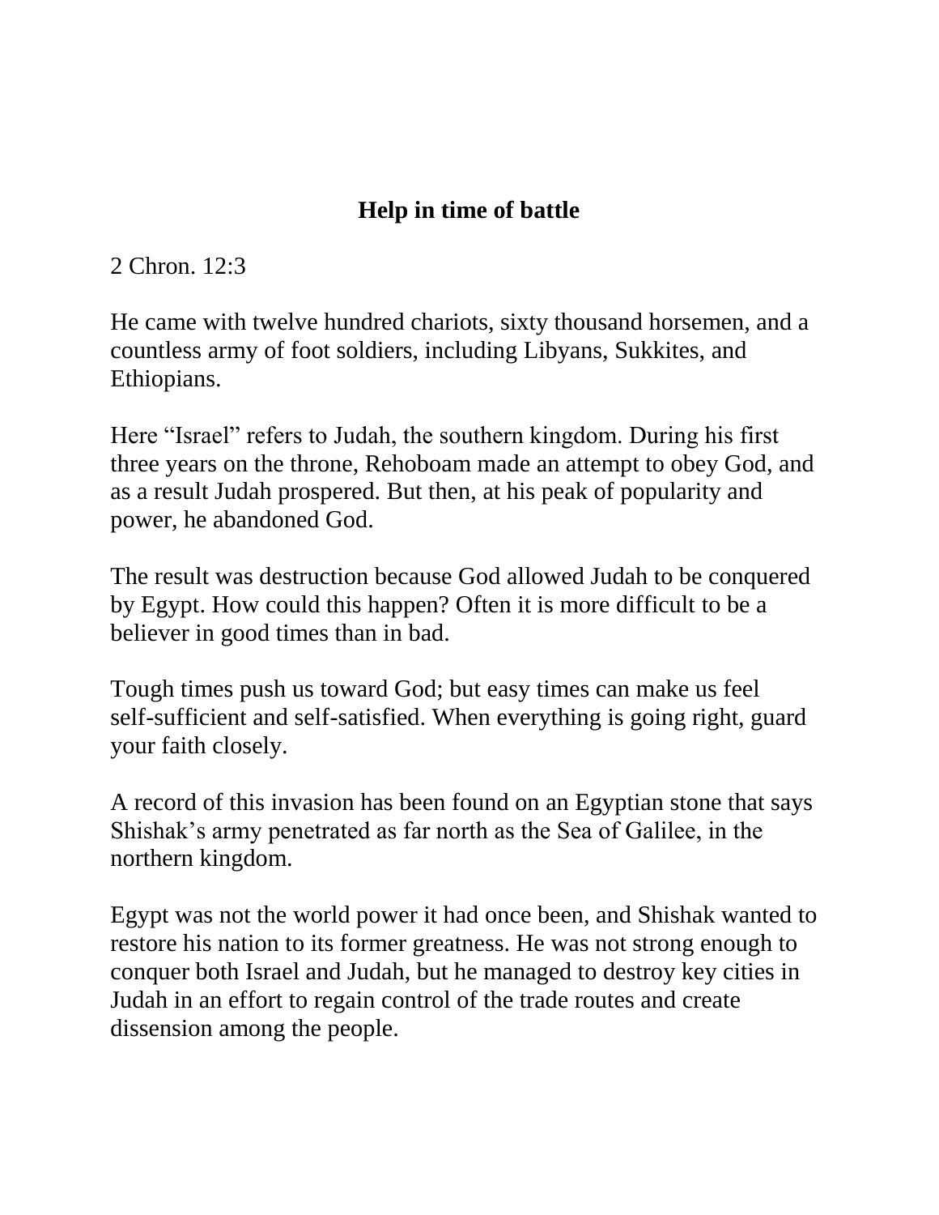## Help in time of battle

2 Chron. 12:3

He came with twelve hundred chariots, sixty thousand horsemen, and a countless army of foot soldiers, including Libyans, Sukkites, and Ethiopians.

Here "Israel" refers to Judah, the southern kingdom. During his first three years on the throne, Rehoboam made an attempt to obey God, and as a result Judah prospered. But then, at his peak of popularity and power, he abandoned God.

The result was destruction because God allowed Judah to be conquered by Egypt. How could this happen? Often it is more difficult to be a believer in good times than in bad.

Tough times push us toward God; but easy times can make us feel self-sufficient and self-satisfied. When everything is going right, guard your faith closely.

A record of this invasion has been found on an Egyptian stone that says Shishak's army penetrated as far north as the Sea of Galilee, in the northern kingdom.

Egypt was not the world power it had once been, and Shishak wanted to restore his nation to its former greatness. He was not strong enough to conquer both Israel and Judah, but he managed to destroy key cities in Judah in an effort to regain control of the trade routes and create dissension among the people.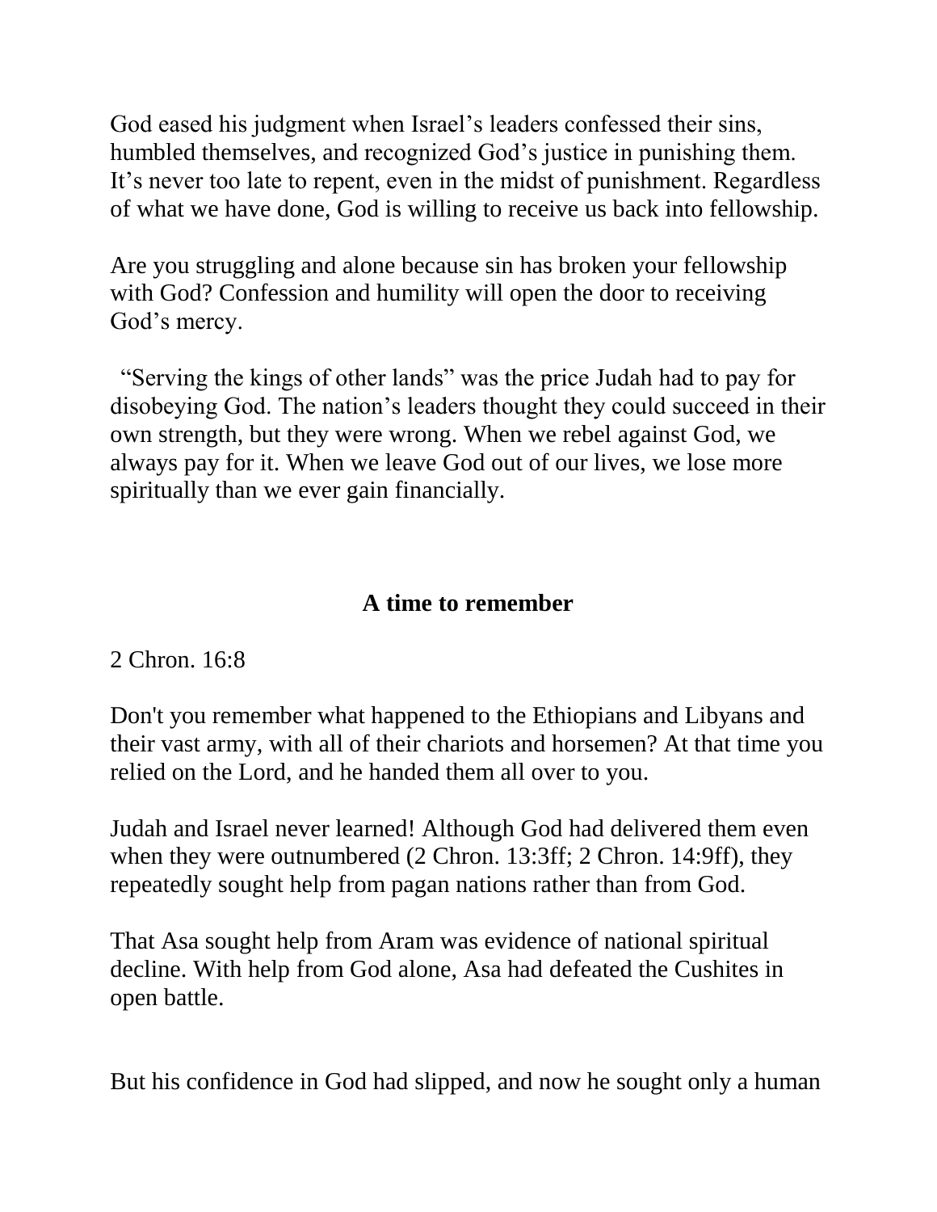God eased his judgment when Israel’s leaders confessed their sins, humbled themselves, and recognized God’s justice in punishing them. It’s never too late to repent, even in the midst of punishment. Regardless of what we have done, God is willing to receive us back into fellowship.

Are you struggling and alone because sin has broken your fellowship with God? Confession and humility will open the door to receiving God’s mercy.

“Serving the kings of other lands” was the price Judah had to pay for disobeying God. The nation’s leaders thought they could succeed in their own strength, but they were wrong. When we rebel against God, we always pay for it. When we leave God out of our lives, we lose more spiritually than we ever gain financially.

## A time to remember

2 Chron. 16:8

Don't you remember what happened to the Ethiopians and Libyans and their vast army, with all of their chariots and horsemen? At that time you relied on the Lord, and he handed them all over to you.

Judah and Israel never learned! Although God had delivered them even when they were outnumbered (2 Chron. 13:3ff; 2 Chron. 14:9ff), they repeatedly sought help from pagan nations rather than from God.

That Asa sought help from Aram was evidence of national spiritual decline. With help from God alone, Asa had defeated the Cushites in open battle.

But his confidence in God had slipped, and now he sought only a human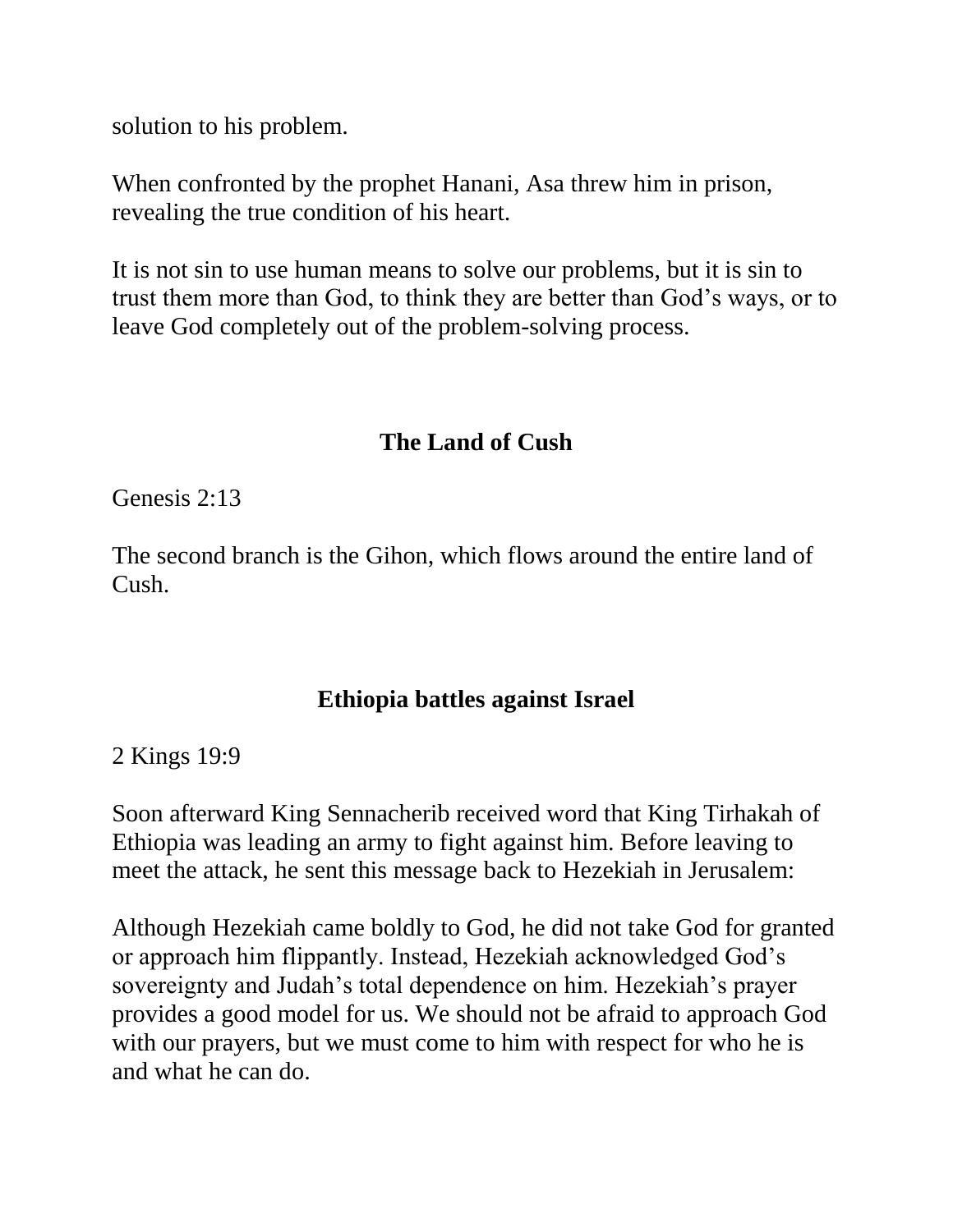solution to his problem.

When confronted by the prophet Hanani, Asa threw him in prison, revealing the true condition of his heart.

It is not sin to use human means to solve our problems, but it is sin to trust them more than God, to think they are better than God's ways, or to leave God completely out of the problem-solving process.

## The Land of Cush

Genesis 2:13

The second branch is the Gihon, which flows around the entire land of Cush.

## Ethiopia battles against Israel

2 Kings 19:9

Soon afterward King Sennacherib received word that King Tirhakah of Ethiopia was leading an army to fight against him. Before leaving to meet the attack, he sent this message back to Hezekiah in Jerusalem:

Although Hezekiah came boldly to God, he did not take God for granted or approach him flippantly. Instead, Hezekiah acknowledged God's sovereignty and Judah's total dependence on him. Hezekiah's prayer provides a good model for us. We should not be afraid to approach God with our prayers, but we must come to him with respect for who he is and what he can do.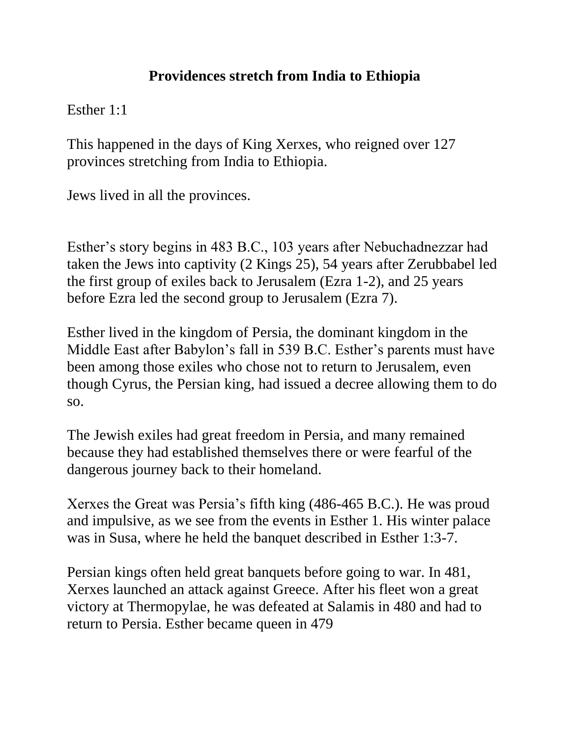# Providences stretch from India to Ethiopia

Esther 1:1

This happened in the days of King Xerxes, who reigned over 127 provinces stretching from India to Ethiopia.

Jews lived in all the provinces.

Esther's story begins in 483 B.C., 103 years after Nebuchadnezzar had taken the Jews into captivity (2 Kings 25), 54 years after Zerubbabel led the first group of exiles back to Jerusalem (Ezra 1-2), and 25 years before Ezra led the second group to Jerusalem (Ezra 7).

Esther lived in the kingdom of Persia, the dominant kingdom in the Middle East after Babylon's fall in 539 B.C. Esther's parents must have been among those exiles who chose not to return to Jerusalem, even though Cyrus, the Persian king, had issued a decree allowing them to do so.

The Jewish exiles had great freedom in Persia, and many remained because they had established themselves there or were fearful of the dangerous journey back to their homeland.

Xerxes the Great was Persia's fifth king (486-465 B.C.). He was proud and impulsive, as we see from the events in Esther 1. His winter palace was in Susa, where he held the banquet described in Esther 1:3-7.

Persian kings often held great banquets before going to war. In 481, Xerxes launched an attack against Greece. After his fleet won a great victory at Thermopylae, he was defeated at Salamis in 480 and had to return to Persia. Esther became queen in 479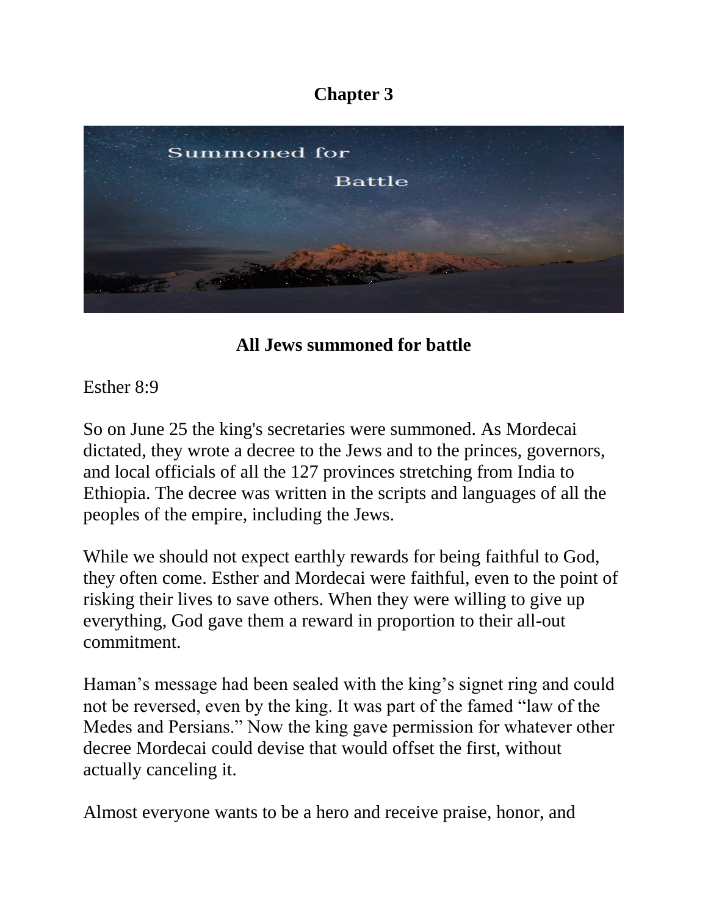# Chapter 3

## All Jews summoned for battle

Esther 8:9

So on June 25 the king's secretaries were summoned. As Mordecai dictated, they wrote a decree to the Jews and to the princes, governors, and local officials of all the 127 provinces stretching from India to Ethiopia. The decree was written in the scripts and languages of all the peoples of the empire, including the Jews.

While we should not expect earthly rewards for being faithful to God, they often come. Esther and Mordecai were faithful, even to the point of risking their lives to save others. When they were willing to give up everything, God gave them a reward in proportion to their all-out commitment.

Haman's message had been sealed with the king's signet ring and could not be reversed, even by the king. It was part of the famed "law of the Medes and Persians." Now the king gave permission for whatever other decree Mordecai could devise that would offset the first, without actually canceling it.

Almost everyone wants to be a hero and receive praise, honor, and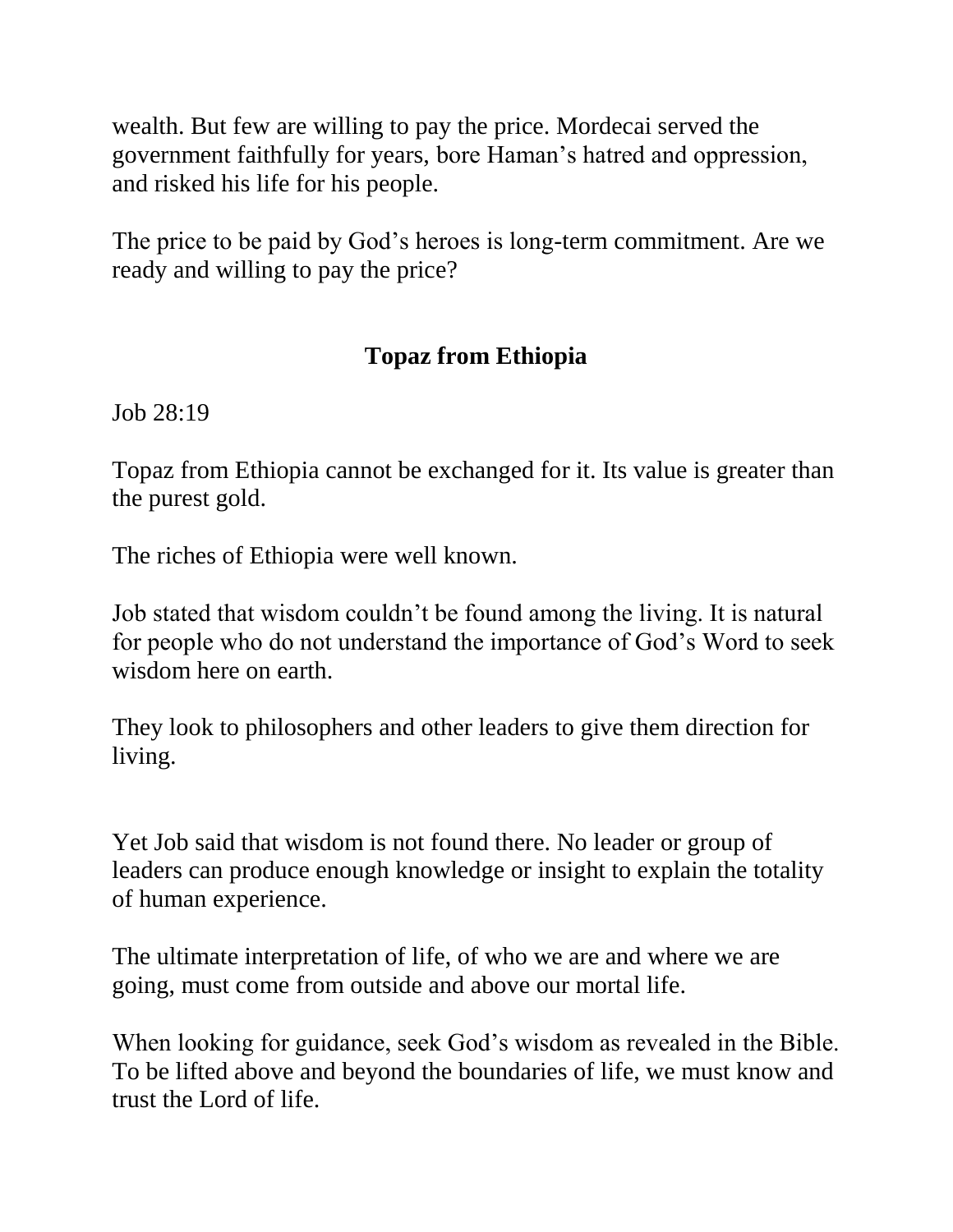wealth. But few are willing to pay the price. Mordecai served the government faithfully for years, bore Haman's hatred and oppression, and risked his life for his people.

The price to be paid by God's heroes is long-term commitment. Are we ready and willing to pay the price?

## Topaz from Ethiopia

Job 28:19

Topaz from Ethiopia cannot be exchanged for it. Its value is greater than the purest gold.

The riches of Ethiopia were well known.

Job stated that wisdom couldn't be found among the living. It is natural for people who do not understand the importance of God's Word to seek wisdom here on earth.

They look to philosophers and other leaders to give them direction for living.

Yet Job said that wisdom is not found there. No leader or group of leaders can produce enough knowledge or insight to explain the totality of human experience.

The ultimate interpretation of life, of who we are and where we are going, must come from outside and above our mortal life.

When looking for guidance, seek God's wisdom as revealed in the Bible. To be lifted above and beyond the boundaries of life, we must know and trust the Lord of life.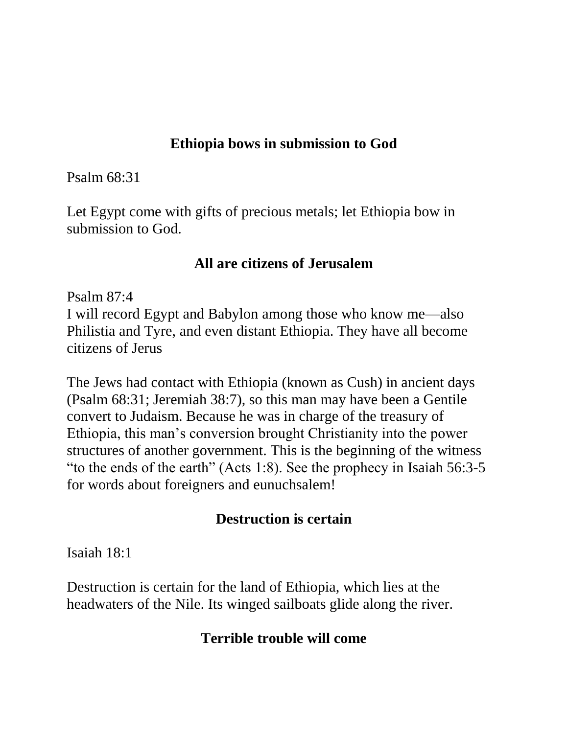**Ethiopia bows in submission to God**

Psalm 68:31

Let Egypt come with gifts of precious metals; let Ethiopia bow in submission to God.

**All are citizens of Jerusalem**

Psalm 87:4
I will record Egypt and Babylon among those who know me—also Philistia and Tyre, and even distant Ethiopia. They have all become citizens of Jerus

The Jews had contact with Ethiopia (known as Cush) in ancient days (Psalm 68:31; Jeremiah 38:7), so this man may have been a Gentile convert to Judaism. Because he was in charge of the treasury of Ethiopia, this man's conversion brought Christianity into the power structures of another government. This is the beginning of the witness "to the ends of the earth" (Acts 1:8). See the prophecy in Isaiah 56:3-5 for words about foreigners and eunuchsalem!

**Destruction is certain**

Isaiah 18:1

Destruction is certain for the land of Ethiopia, which lies at the headwaters of the Nile. Its winged sailboats glide along the river.

**Terrible trouble will come**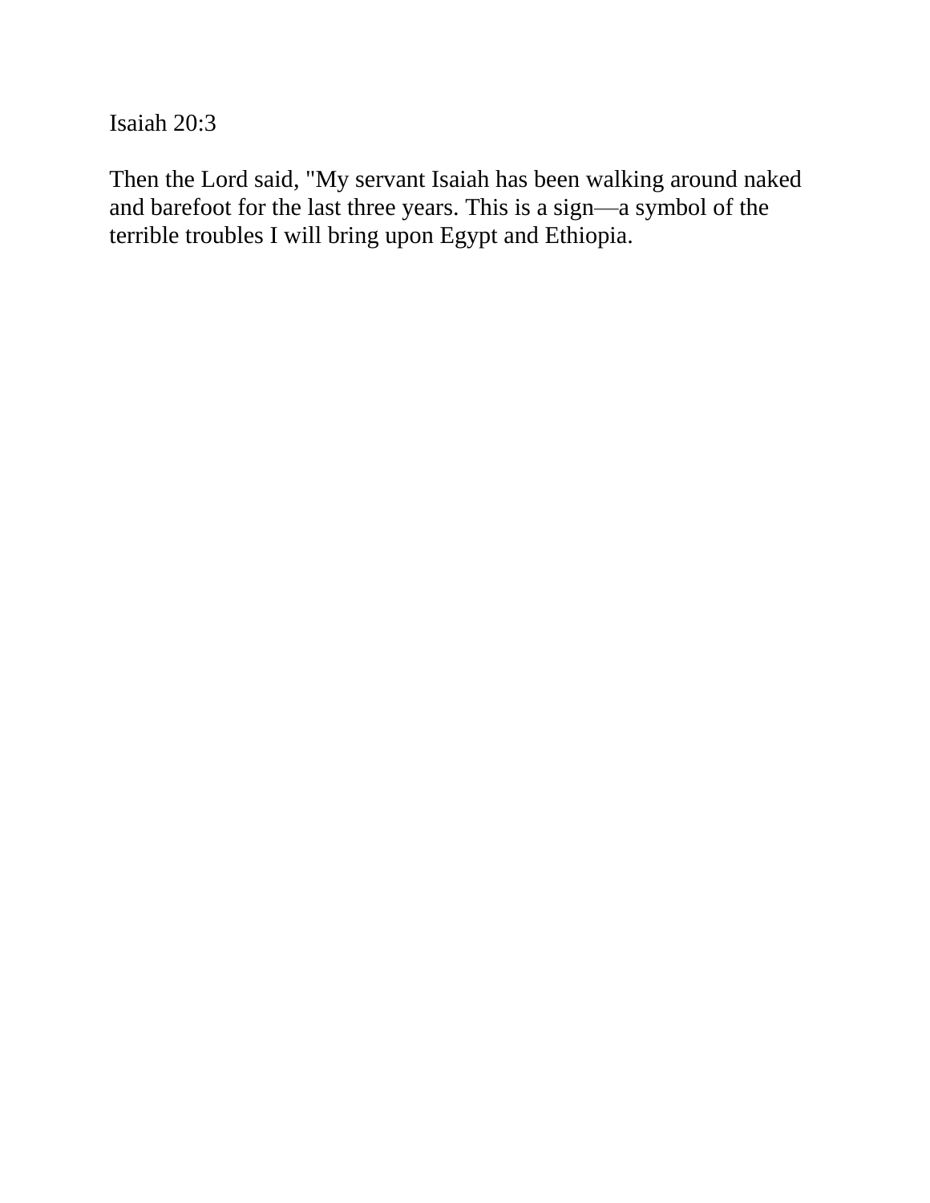Isaiah 20:3

Then the Lord said, "My servant Isaiah has been walking around naked and barefoot for the last three years. This is a sign—a symbol of the terrible troubles I will bring upon Egypt and Ethiopia.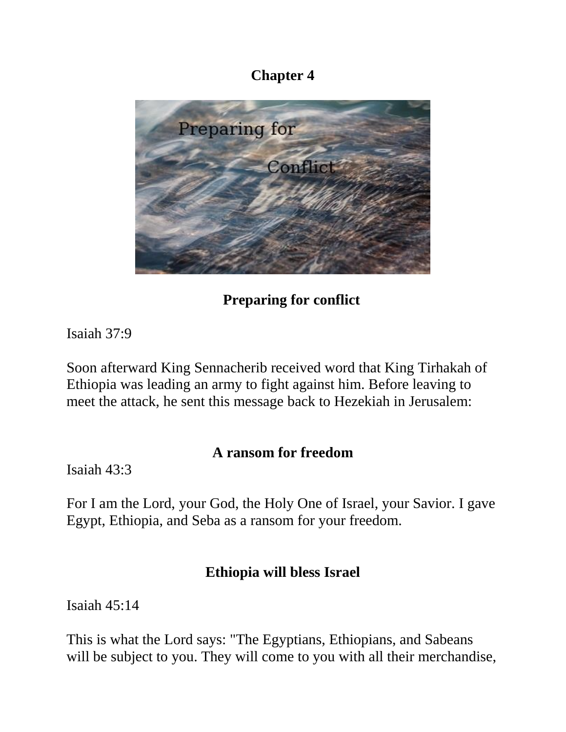# Chapter 4

## Preparing for conflict

Isaiah 37:9

Soon afterward King Sennacherib received word that King Tirhakah of Ethiopia was leading an army to fight against him. Before leaving to meet the attack, he sent this message back to Hezekiah in Jerusalem:

## A ransom for freedom

Isaiah 43:3

For I am the Lord, your God, the Holy One of Israel, your Savior. I gave Egypt, Ethiopia, and Seba as a ransom for your freedom.

## Ethiopia will bless Israel

Isaiah 45:14

This is what the Lord says: "The Egyptians, Ethiopians, and Sabeans will be subject to you. They will come to you with all their merchandise,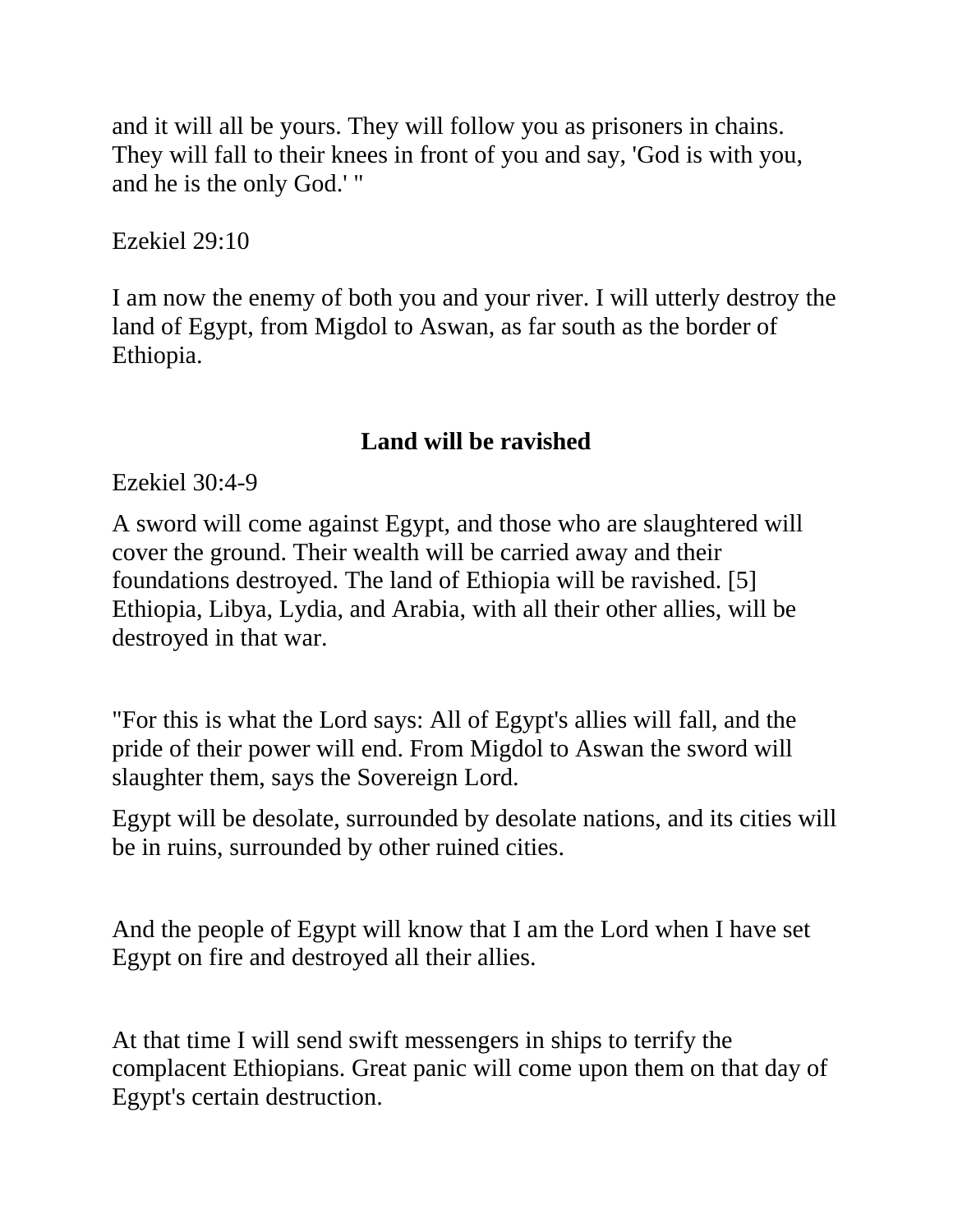and it will all be yours. They will follow you as prisoners in chains. They will fall to their knees in front of you and say, 'God is with you, and he is the only God.' "

Ezekiel 29:10

I am now the enemy of both you and your river. I will utterly destroy the land of Egypt, from Migdol to Aswan, as far south as the border of Ethiopia.

## Land will be ravished

Ezekiel 30:4-9

A sword will come against Egypt, and those who are slaughtered will cover the ground. Their wealth will be carried away and their foundations destroyed. The land of Ethiopia will be ravished. [5] Ethiopia, Libya, Lydia, and Arabia, with all their other allies, will be destroyed in that war.

"For this is what the Lord says: All of Egypt's allies will fall, and the pride of their power will end. From Migdol to Aswan the sword will slaughter them, says the Sovereign Lord.

Egypt will be desolate, surrounded by desolate nations, and its cities will be in ruins, surrounded by other ruined cities.

And the people of Egypt will know that I am the Lord when I have set Egypt on fire and destroyed all their allies.

At that time I will send swift messengers in ships to terrify the complacent Ethiopians. Great panic will come upon them on that day of Egypt's certain destruction.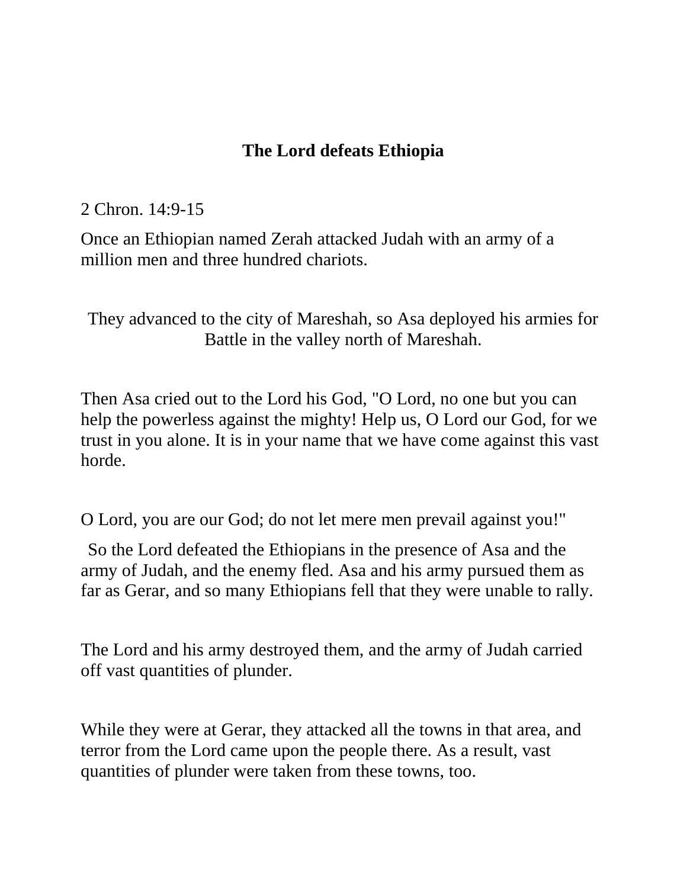## The Lord defeats Ethiopia

2 Chron. 14:9-15

Once an Ethiopian named Zerah attacked Judah with an army of a million men and three hundred chariots.

They advanced to the city of Mareshah, so Asa deployed his armies for Battle in the valley north of Mareshah.

Then Asa cried out to the Lord his God, "O Lord, no one but you can help the powerless against the mighty! Help us, O Lord our God, for we trust in you alone. It is in your name that we have come against this vast horde.

O Lord, you are our God; do not let mere men prevail against you!"

So the Lord defeated the Ethiopians in the presence of Asa and the army of Judah, and the enemy fled. Asa and his army pursued them as far as Gerar, and so many Ethiopians fell that they were unable to rally.

The Lord and his army destroyed them, and the army of Judah carried off vast quantities of plunder.

While they were at Gerar, they attacked all the towns in that area, and terror from the Lord came upon the people there. As a result, vast quantities of plunder were taken from these towns, too.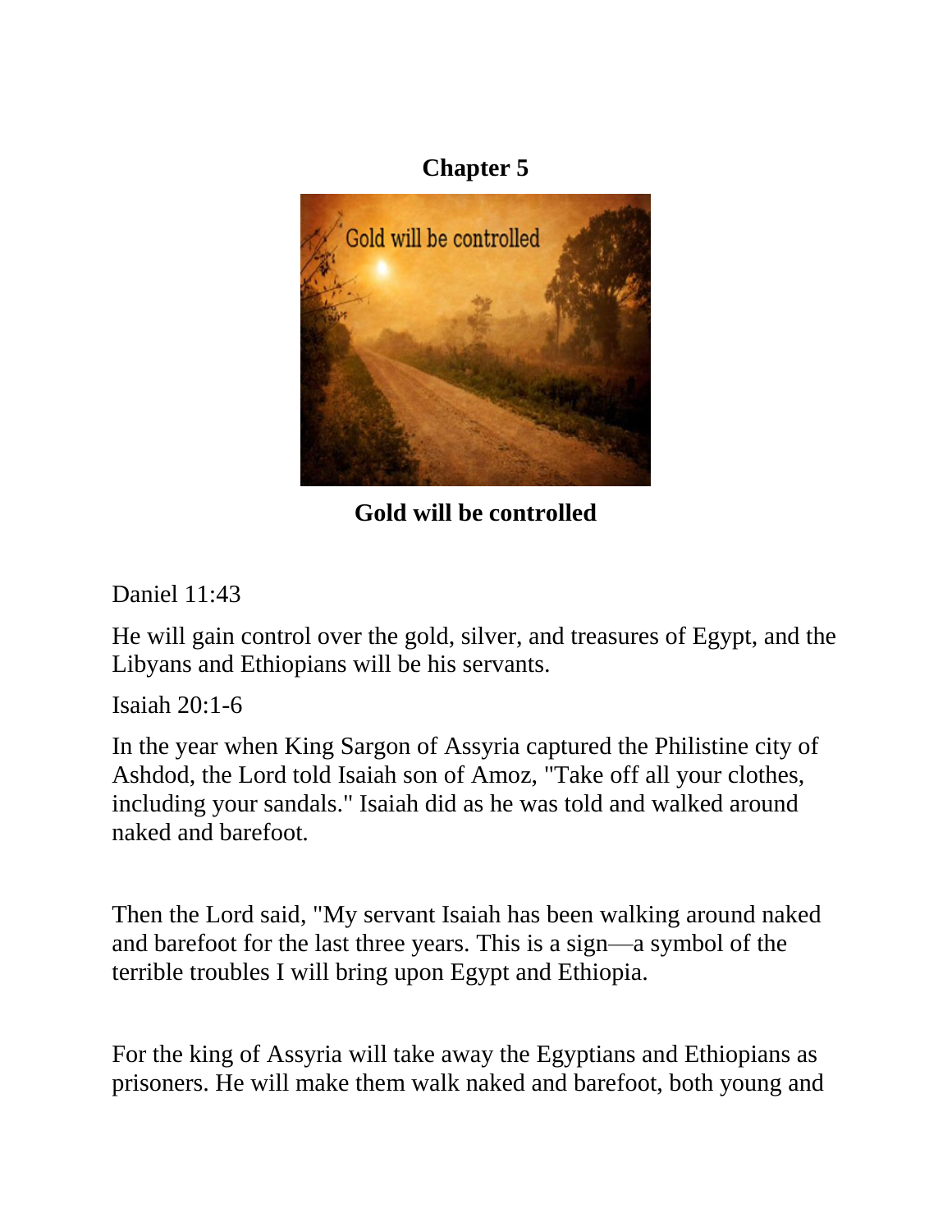# Chapter 5

**Gold will be controlled**

Daniel 11:43

He will gain control over the gold, silver, and treasures of Egypt, and the Libyans and Ethiopians will be his servants.

Isaiah 20:1-6

In the year when King Sargon of Assyria captured the Philistine city of Ashdod, the Lord told Isaiah son of Amoz, "Take off all your clothes, including your sandals." Isaiah did as he was told and walked around naked and barefoot.

Then the Lord said, "My servant Isaiah has been walking around naked and barefoot for the last three years. This is a sign—a symbol of the terrible troubles I will bring upon Egypt and Ethiopia.

For the king of Assyria will take away the Egyptians and Ethiopians as prisoners. He will make them walk naked and barefoot, both young and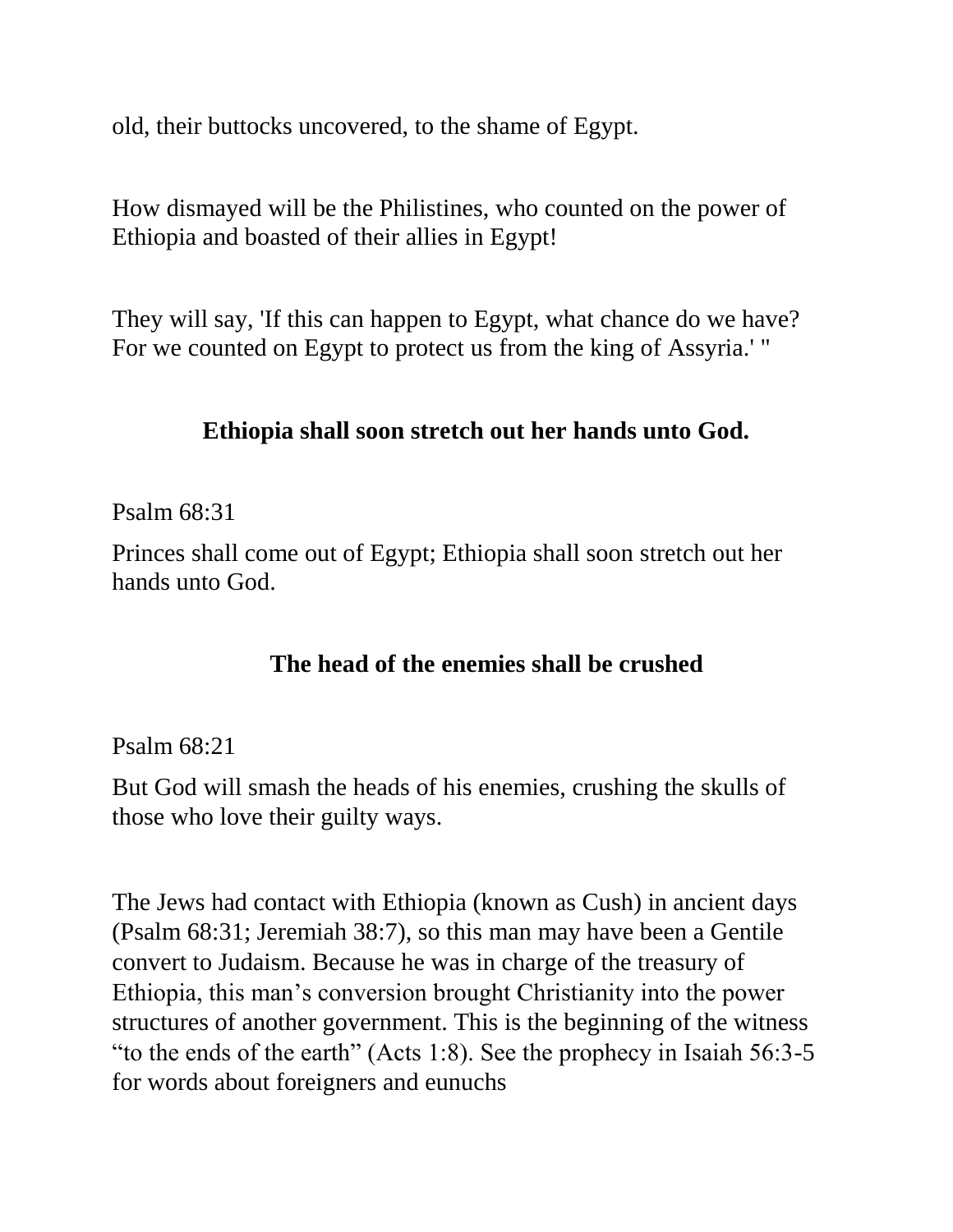old, their buttocks uncovered, to the shame of Egypt.

How dismayed will be the Philistines, who counted on the power of Ethiopia and boasted of their allies in Egypt!

They will say, 'If this can happen to Egypt, what chance do we have? For we counted on Egypt to protect us from the king of Assyria.' "

## Ethiopia shall soon stretch out her hands unto God.

Psalm 68:31

Princes shall come out of Egypt; Ethiopia shall soon stretch out her hands unto God.

## The head of the enemies shall be crushed

Psalm 68:21

But God will smash the heads of his enemies, crushing the skulls of those who love their guilty ways.

The Jews had contact with Ethiopia (known as Cush) in ancient days (Psalm 68:31; Jeremiah 38:7), so this man may have been a Gentile convert to Judaism. Because he was in charge of the treasury of Ethiopia, this man's conversion brought Christianity into the power structures of another government. This is the beginning of the witness "to the ends of the earth" (Acts 1:8). See the prophecy in Isaiah 56:3-5 for words about foreigners and eunuchs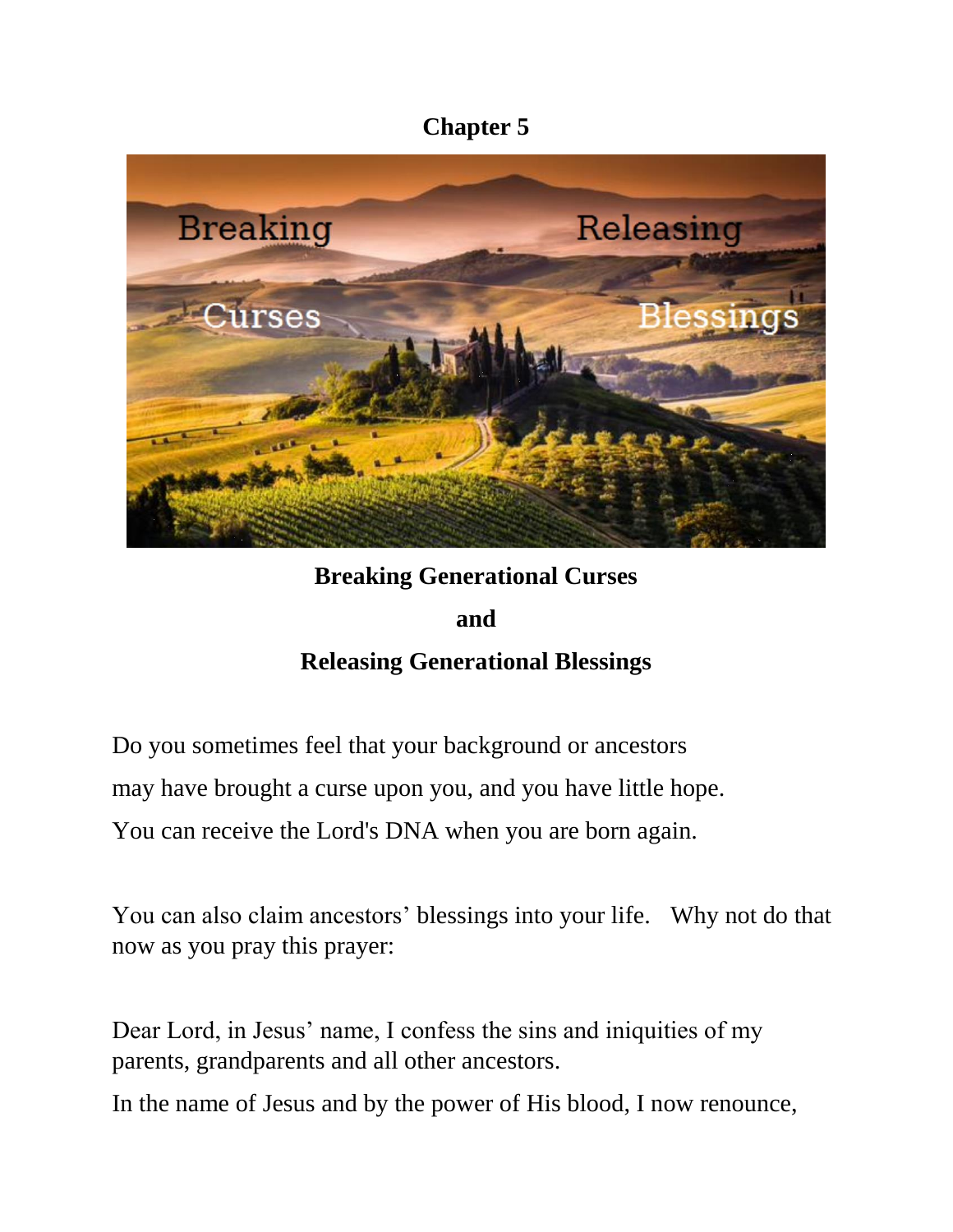# Chapter 5

**Breaking Generational Curses**

**and**

**Releasing Generational Blessings**

Do you sometimes feel that your background or ancestors may have brought a curse upon you, and you have little hope. You can receive the Lord's DNA when you are born again.

You can also claim ancestors' blessings into your life. Why not do that now as you pray this prayer:

Dear Lord, in Jesus' name, I confess the sins and iniquities of my parents, grandparents and all other ancestors.

In the name of Jesus and by the power of His blood, I now renounce,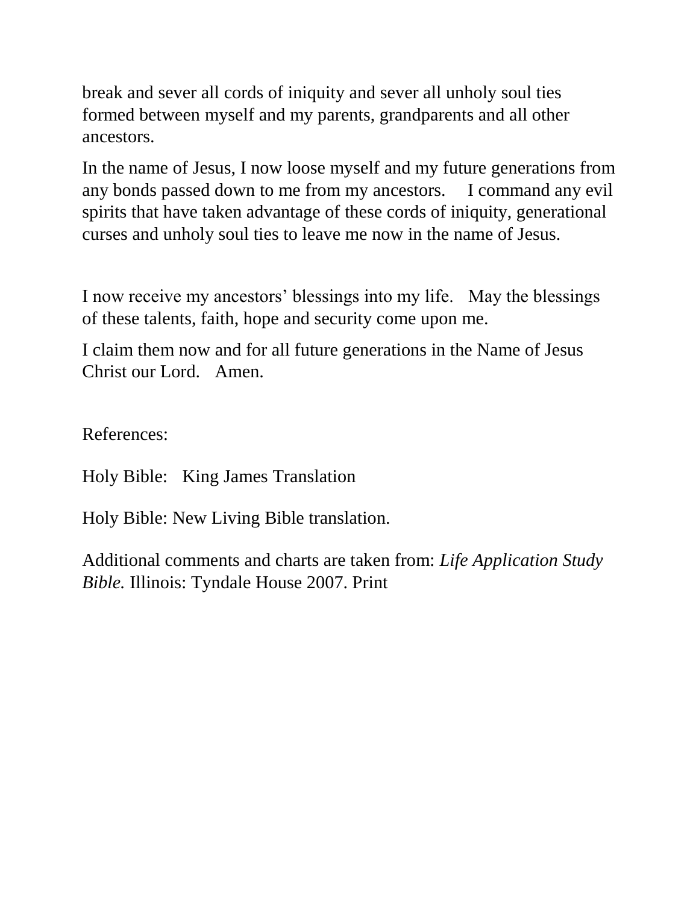break and sever all cords of iniquity and sever all unholy soul ties formed between myself and my parents, grandparents and all other ancestors.

In the name of Jesus, I now loose myself and my future generations from any bonds passed down to me from my ancestors. I command any evil spirits that have taken advantage of these cords of iniquity, generational curses and unholy soul ties to leave me now in the name of Jesus.

I now receive my ancestors' blessings into my life. May the blessings of these talents, faith, hope and security come upon me.

I claim them now and for all future generations in the Name of Jesus Christ our Lord. Amen.

References:

Holy Bible: King James Translation

Holy Bible: New Living Bible translation.

Additional comments and charts are taken from: *Life Application Study Bible.* Illinois: Tyndale House 2007. Print